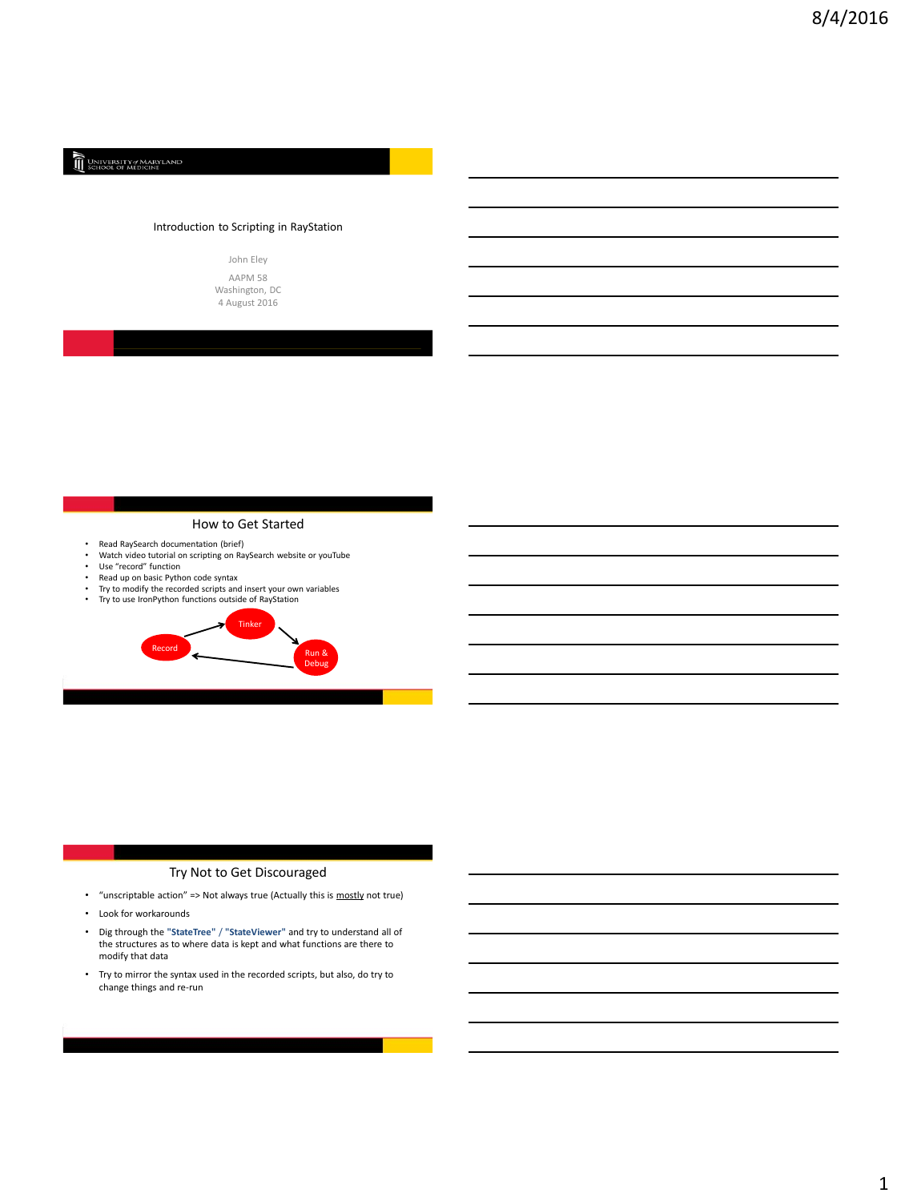UNIVERSITY of MARYLAND
SCHOOL OF MEDICINE

# Introduction to Scripting in RayStation

John Eley

AAPM 58
Washington, DC
4 August 2016

## How to Get Started

- Read RaySearch documentation (brief)
- Watch video tutorial on scripting on RaySearch website or youTube
- Use "record" function
- Read up on basic Python code syntax
- Try to modify the recorded scripts and insert your own variables
- Try to use IronPython functions outside of RayStation

Record → Tinker → Run & Debug → Record

## Try Not to Get Discouraged

- "unscriptable action" => Not always true (Actually this is mostly not true)
- Look for workarounds
- Dig through the **"StateTree" / "StateViewer"** and try to understand all of the structures as to where data is kept and what functions are there to modify that data
- Try to mirror the syntax used in the recorded scripts, but also, do try to change things and re-run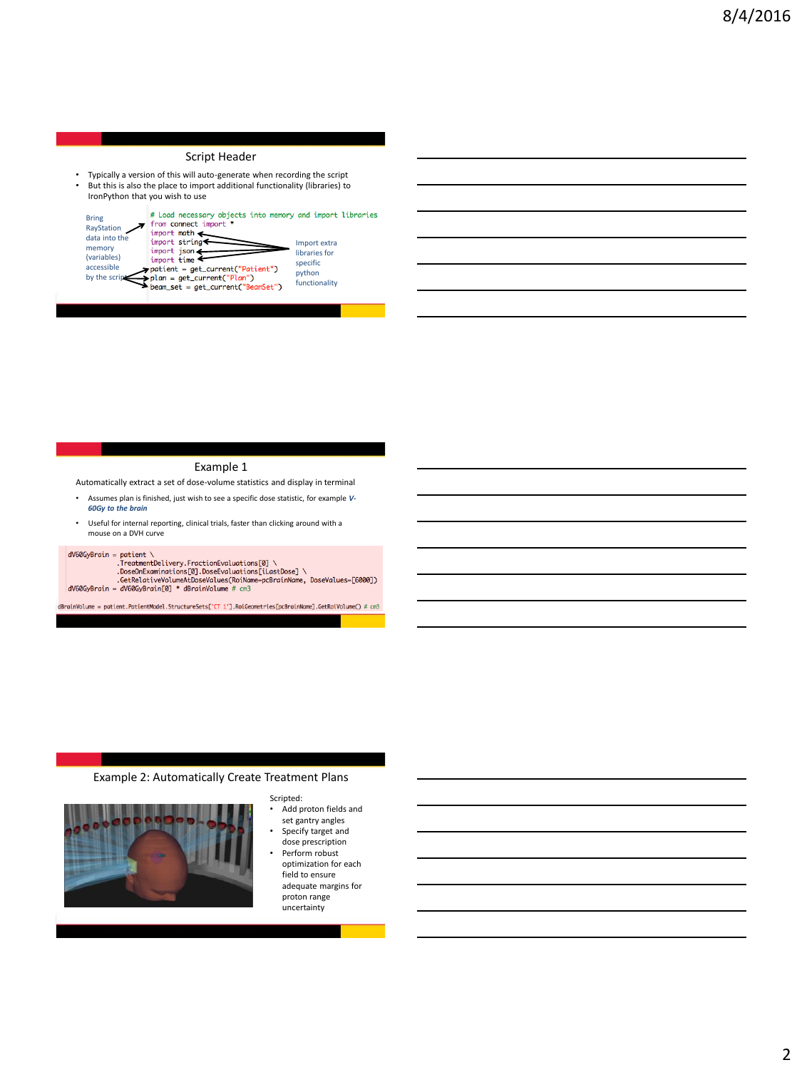## Script Header

- Typically a version of this will auto-generate when recording the script
- But this is also the place to import additional functionality (libraries) to IronPython that you wish to use

Bring RayStation data into the memory (variables) accessible by the script

```
# Load necessary objects into memory and import libraries
from connect import *
import math
import string
import json
import time
patient = get_current("Patient")
plan = get_current("Plan")
beam_set = get_current("BeamSet")
```

Import extra libraries for specific python functionality

## Example 1

Automatically extract a set of dose-volume statistics and display in terminal

- Assumes plan is finished, just wish to see a specific dose statistic, for example ***V-60Gy to the brain***
- Useful for internal reporting, clinical trials, faster than clicking around with a mouse on a DVH curve

```
dV60GyBrain = patient \
            .TreatmentDelivery.FractionEvaluations[0] \
            .DoseOnExaminations[0].DoseEvaluations[iLastDose] \
            .GetRelativeVolumeAtDoseValues(RoiName=pcBrainName, DoseValues=[6000])
dV60GyBrain = dV60GyBrain[0] * dBrainVolume # cm3
```

```
dBrainVolume = patient.PatientModel.StructureSets['CT 1'].RoiGeometries[pcBrainName].GetRoiVolume() # cm3
```

## Example 2: Automatically Create Treatment Plans

Scripted:

- Add proton fields and set gantry angles
- Specify target and dose prescription
- Perform robust optimization for each field to ensure adequate margins for proton range uncertainty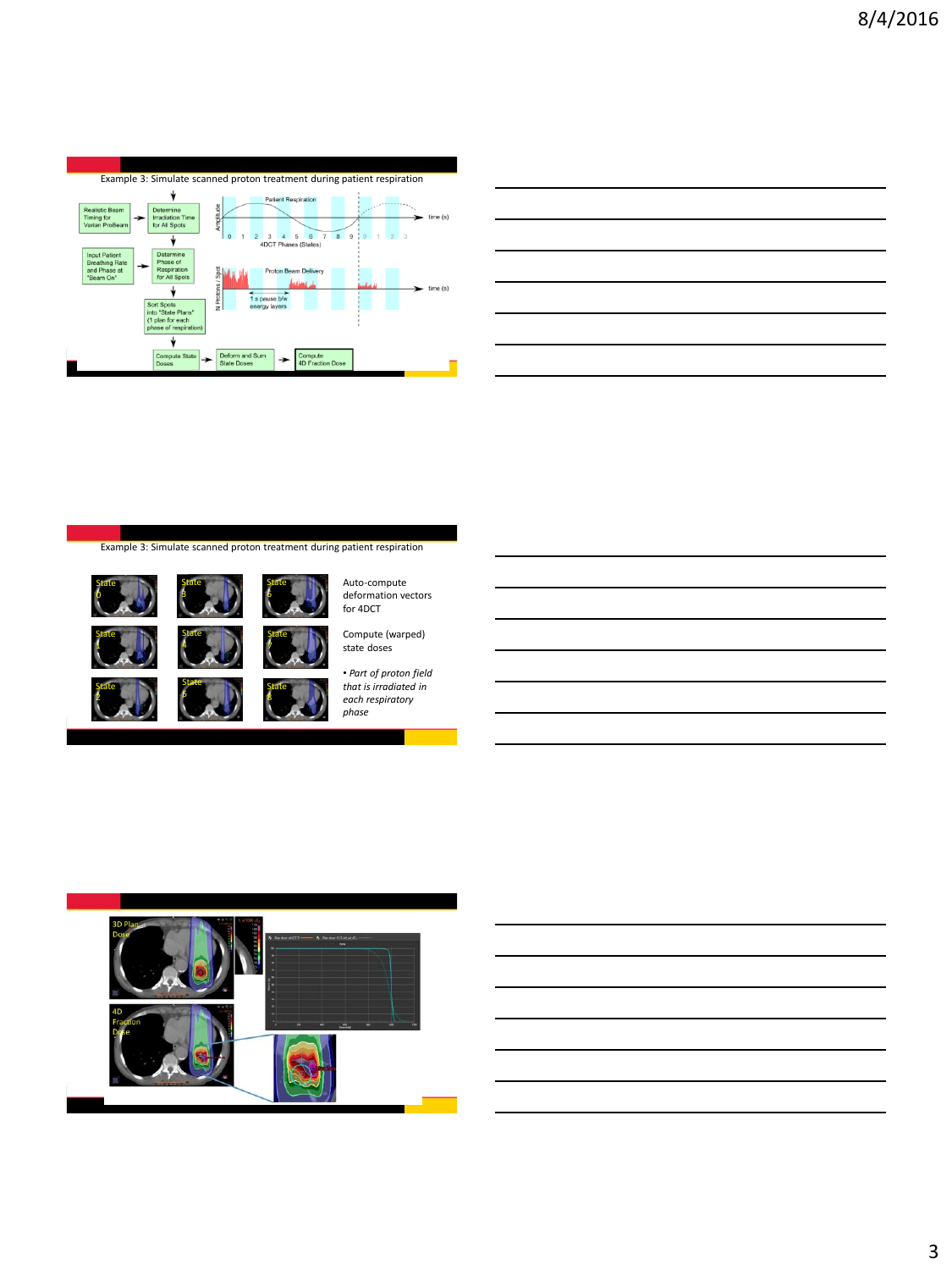## Example 3: Simulate scanned proton treatment during patient respiration

Realistic Beam Timing for Varian ProBeam → Determine Irradiation Time for All Spots

Input Patient Breathing Rate and Phase at "Beam On" → Determine Phase of Respiration for All Spots

Sort Spots into "State Plans" (1 plan for each phase of respiration)

Compute State Doses → Deform and Sum State Doses → Compute 4D Fraction Dose

Patient Respiration

Amplitude

time (s)

0 1 2 3 4 5 6 7 8 9 0 1 2 3

4DCT Phases (States)

Proton Beam Delivery

N Protons / Spot

1 s pause b/w energy layers

time (s)

## Example 3: Simulate scanned proton treatment during patient respiration

State 0, State 1, State 2, State 3, State 4, State 5, State 6, State 7, State 8

Auto-compute deformation vectors for 4DCT

Compute (warped) state doses

- *Part of proton field that is irradiated in each respiratory phase*

---

3D Plan Dose

4D Fraction Dose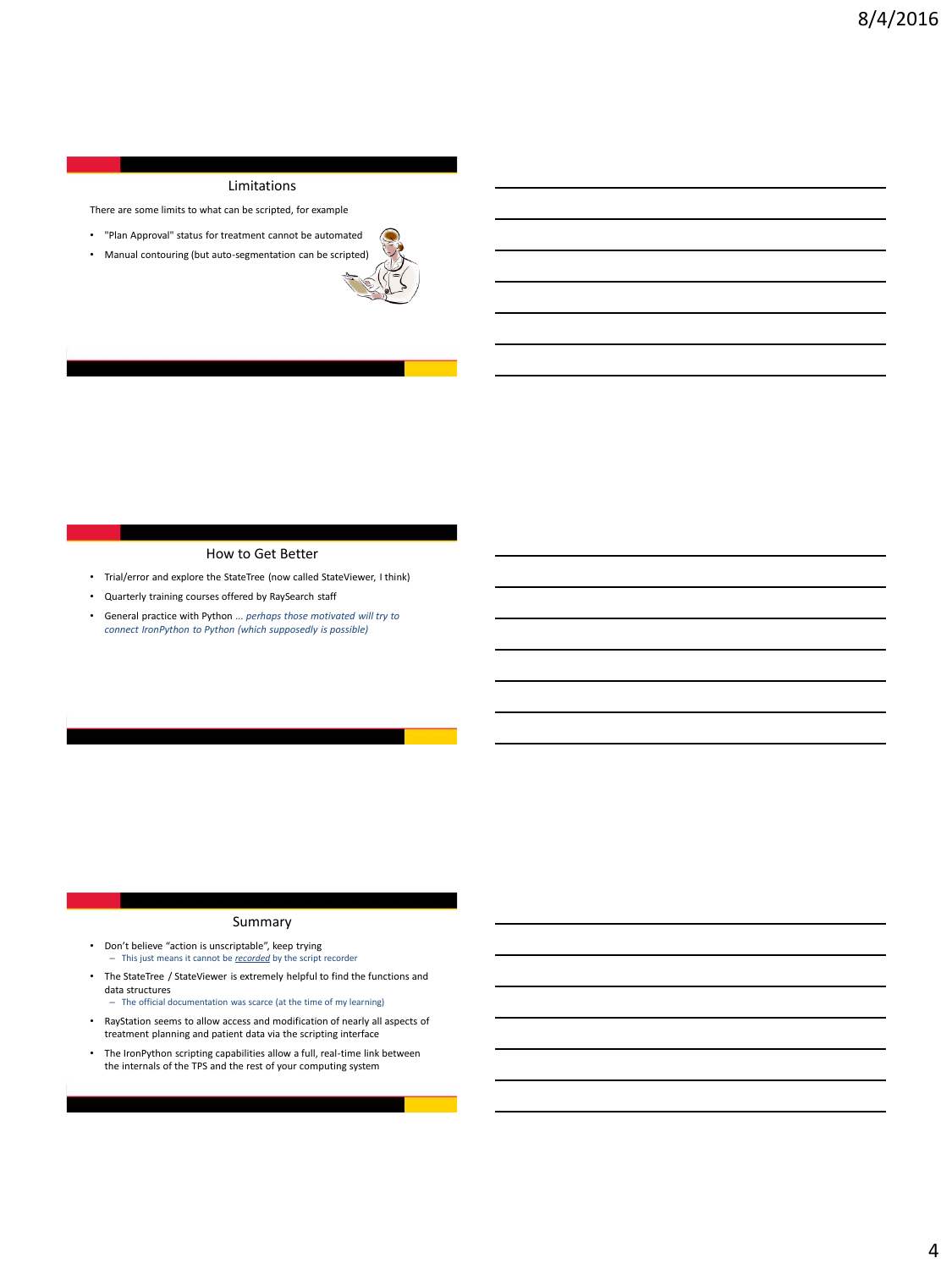## Limitations

There are some limits to what can be scripted, for example

- "Plan Approval" status for treatment cannot be automated
- Manual contouring (but auto-segmentation can be scripted)

## How to Get Better

- Trial/error and explore the StateTree (now called StateViewer, I think)
- Quarterly training courses offered by RaySearch staff
- General practice with Python *… perhaps those motivated will try to connect IronPython to Python (which supposedly is possible)*

## Summary

- Don't believe "action is unscriptable", keep trying
  - This just means it cannot be *recorded* by the script recorder
- The StateTree / StateViewer is extremely helpful to find the functions and data structures
  - The official documentation was scarce (at the time of my learning)
- RayStation seems to allow access and modification of nearly all aspects of treatment planning and patient data via the scripting interface
- The IronPython scripting capabilities allow a full, real-time link between the internals of the TPS and the rest of your computing system